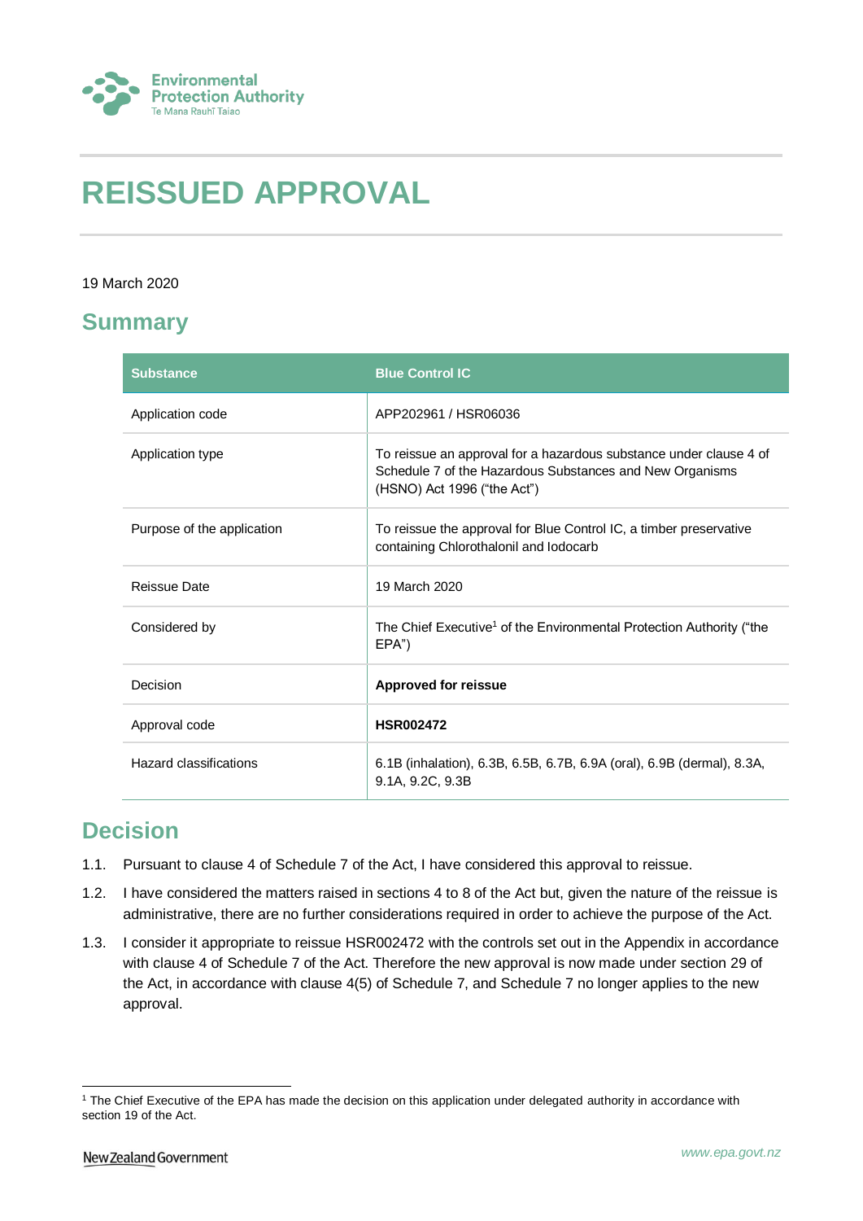# REISSUED APPROVAL

19 March 2020

## Summary

| Substance | Blue Control IC |
|---|---|
| Application code | APP202961 / HSR06036 |
| Application type | To reissue an approval for a hazardous substance under clause 4 of Schedule 7 of the Hazardous Substances and New Organisms (HSNO) Act 1996 ("the Act") |
| Purpose of the application | To reissue the approval for Blue Control IC, a timber preservative containing Chlorothalonil and Iodocarb |
| Reissue Date | 19 March 2020 |
| Considered by | The Chief Executive[1] of the Environmental Protection Authority ("the EPA") |
| Decision | **Approved for reissue** |
| Approval code | **HSR002472** |
| Hazard classifications | 6.1B (inhalation), 6.3B, 6.5B, 6.7B, 6.9A (oral), 6.9B (dermal), 8.3A, 9.1A, 9.2C, 9.3B |

## Decision

1.1. Pursuant to clause 4 of Schedule 7 of the Act, I have considered this approval to reissue.

1.2. I have considered the matters raised in sections 4 to 8 of the Act but, given the nature of the reissue is administrative, there are no further considerations required in order to achieve the purpose of the Act.

1.3. I consider it appropriate to reissue HSR002472 with the controls set out in the Appendix in accordance with clause 4 of Schedule 7 of the Act. Therefore the new approval is now made under section 29 of the Act, in accordance with clause 4(5) of Schedule 7, and Schedule 7 no longer applies to the new approval.

[1] The Chief Executive of the EPA has made the decision on this application under delegated authority in accordance with section 19 of the Act.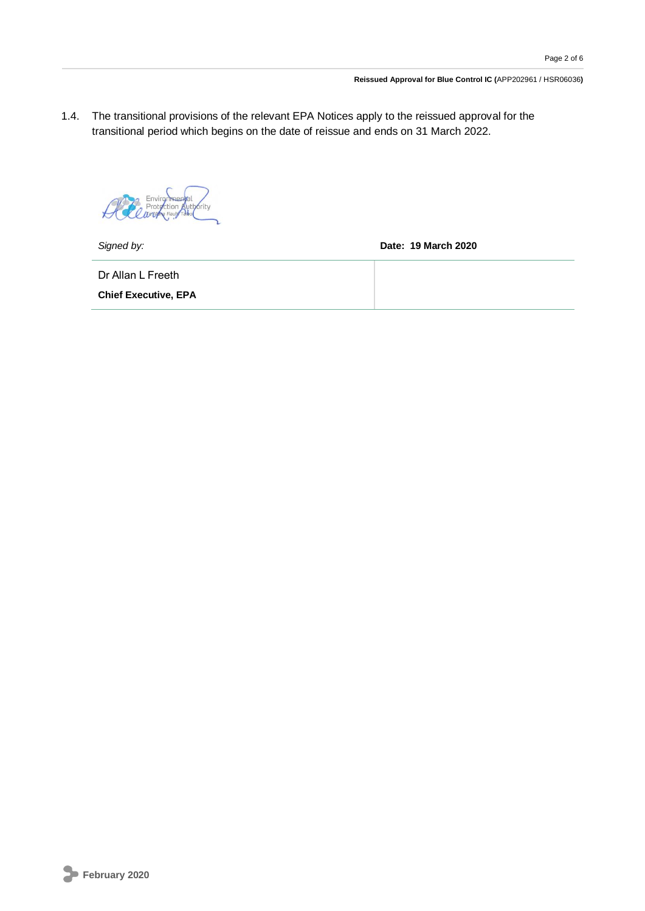1.4. The transitional provisions of the relevant EPA Notices apply to the reissued approval for the transitional period which begins on the date of reissue and ends on 31 March 2022.

| *Signed by:* | **Date: 19 March 2020** |
| --- | --- |
| Dr Allan L Freeth<br>**Chief Executive, EPA** | |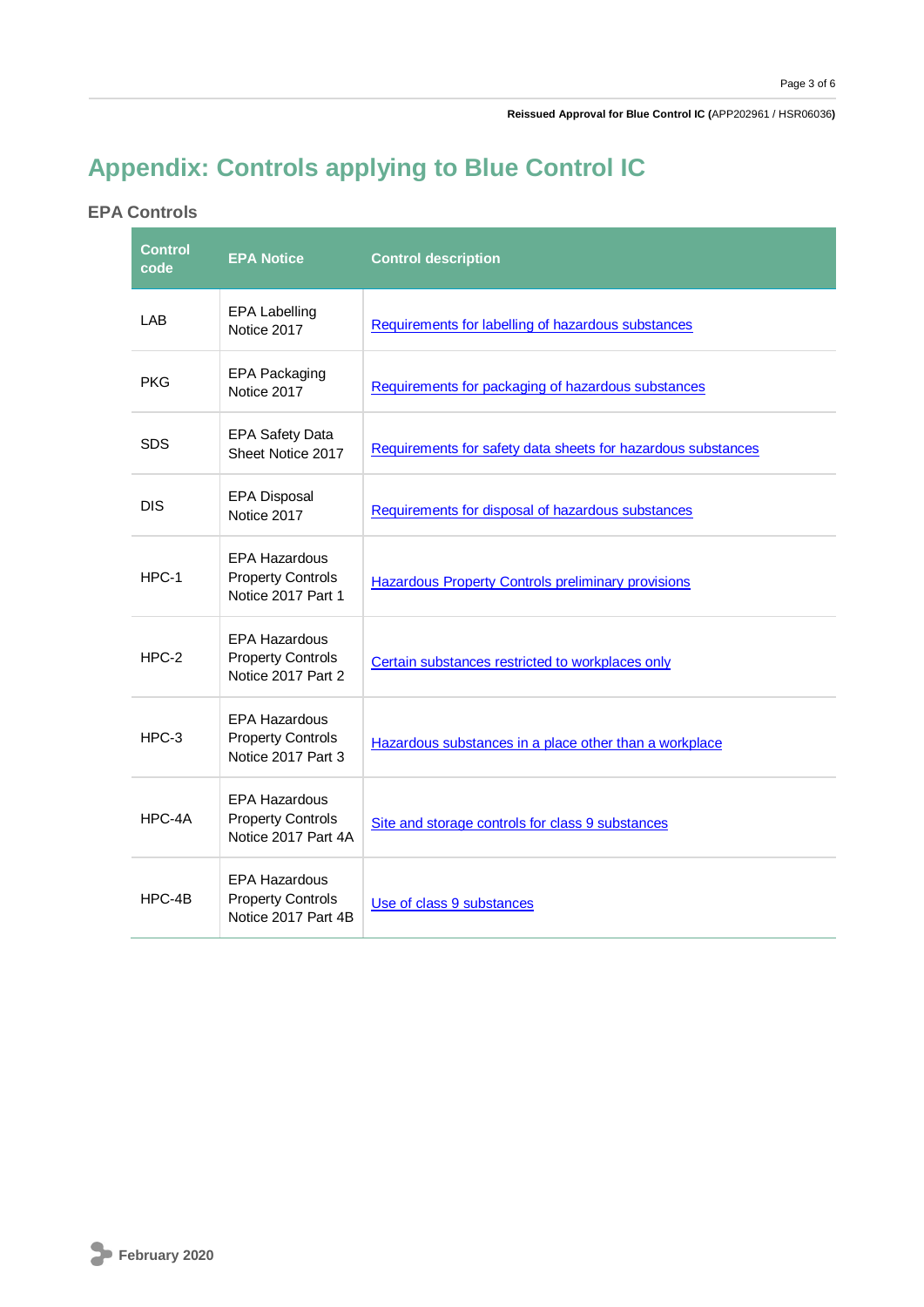# Appendix: Controls applying to Blue Control IC

## EPA Controls

| Control code | EPA Notice | Control description |
|---|---|---|
| LAB | EPA Labelling Notice 2017 | Requirements for labelling of hazardous substances |
| PKG | EPA Packaging Notice 2017 | Requirements for packaging of hazardous substances |
| SDS | EPA Safety Data Sheet Notice 2017 | Requirements for safety data sheets for hazardous substances |
| DIS | EPA Disposal Notice 2017 | Requirements for disposal of hazardous substances |
| HPC-1 | EPA Hazardous Property Controls Notice 2017 Part 1 | Hazardous Property Controls preliminary provisions |
| HPC-2 | EPA Hazardous Property Controls Notice 2017 Part 2 | Certain substances restricted to workplaces only |
| HPC-3 | EPA Hazardous Property Controls Notice 2017 Part 3 | Hazardous substances in a place other than a workplace |
| HPC-4A | EPA Hazardous Property Controls Notice 2017 Part 4A | Site and storage controls for class 9 substances |
| HPC-4B | EPA Hazardous Property Controls Notice 2017 Part 4B | Use of class 9 substances |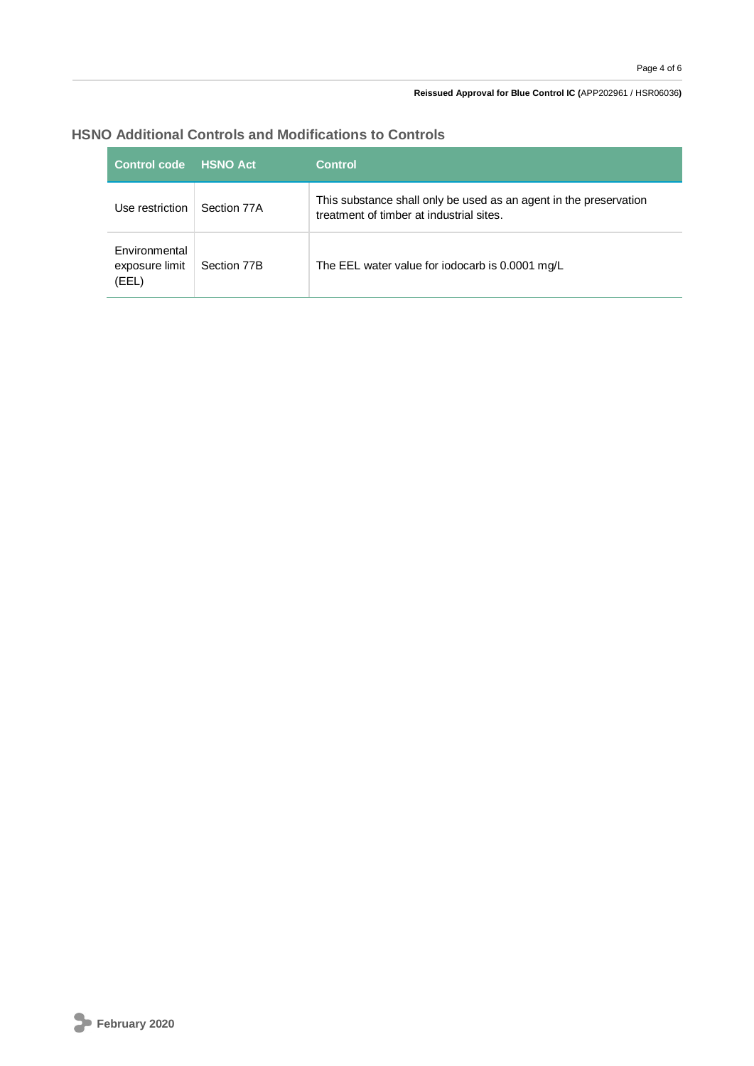## HSNO Additional Controls and Modifications to Controls

| Control code | HSNO Act | Control |
|---|---|---|
| Use restriction | Section 77A | This substance shall only be used as an agent in the preservation treatment of timber at industrial sites. |
| Environmental exposure limit (EEL) | Section 77B | The EEL water value for iodocarb is 0.0001 mg/L |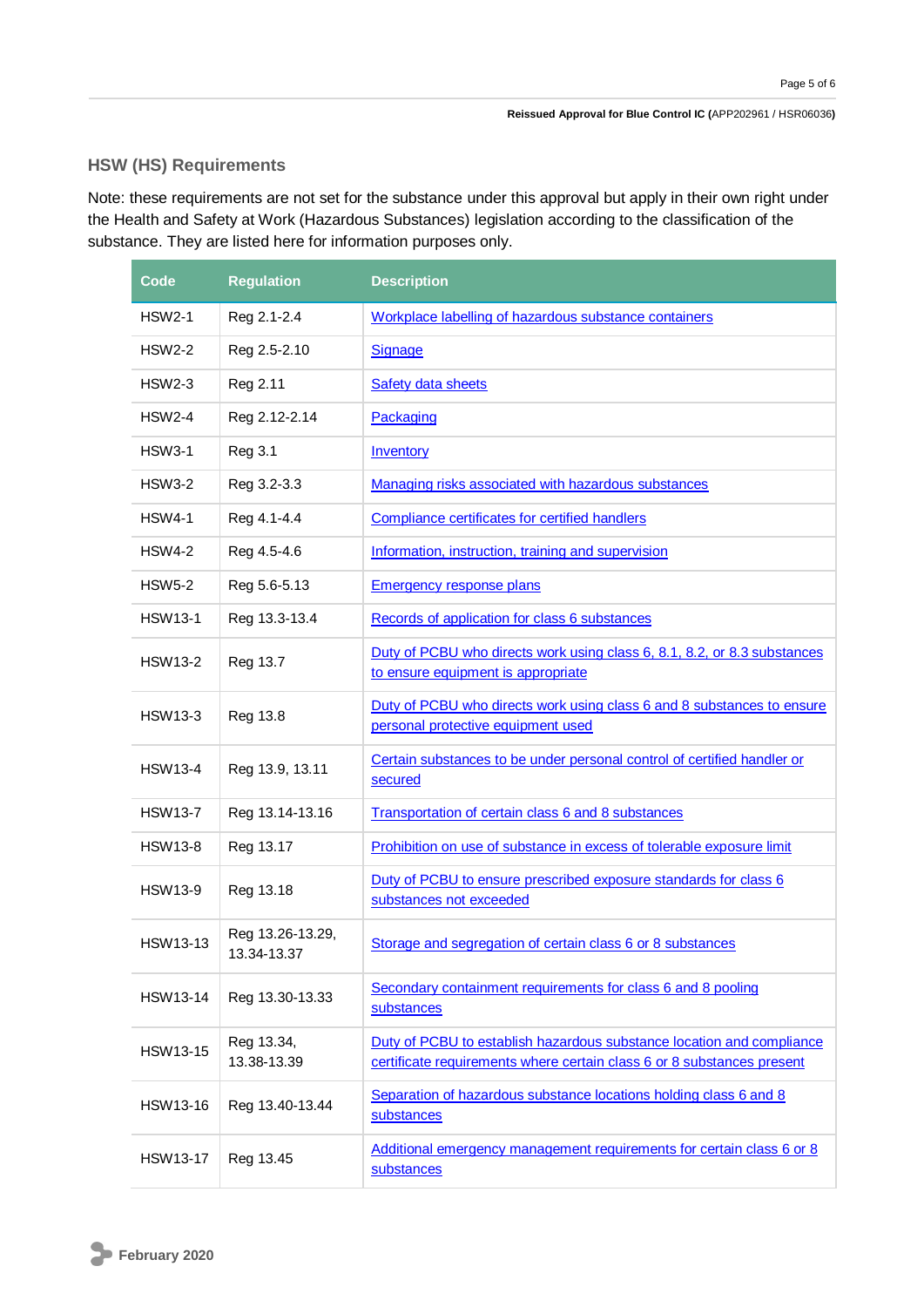## HSW (HS) Requirements

Note: these requirements are not set for the substance under this approval but apply in their own right under the Health and Safety at Work (Hazardous Substances) legislation according to the classification of the substance. They are listed here for information purposes only.

| Code | Regulation | Description |
|---|---|---|
| HSW2-1 | Reg 2.1-2.4 | Workplace labelling of hazardous substance containers |
| HSW2-2 | Reg 2.5-2.10 | Signage |
| HSW2-3 | Reg 2.11 | Safety data sheets |
| HSW2-4 | Reg 2.12-2.14 | Packaging |
| HSW3-1 | Reg 3.1 | Inventory |
| HSW3-2 | Reg 3.2-3.3 | Managing risks associated with hazardous substances |
| HSW4-1 | Reg 4.1-4.4 | Compliance certificates for certified handlers |
| HSW4-2 | Reg 4.5-4.6 | Information, instruction, training and supervision |
| HSW5-2 | Reg 5.6-5.13 | Emergency response plans |
| HSW13-1 | Reg 13.3-13.4 | Records of application for class 6 substances |
| HSW13-2 | Reg 13.7 | Duty of PCBU who directs work using class 6, 8.1, 8.2, or 8.3 substances to ensure equipment is appropriate |
| HSW13-3 | Reg 13.8 | Duty of PCBU who directs work using class 6 and 8 substances to ensure personal protective equipment used |
| HSW13-4 | Reg 13.9, 13.11 | Certain substances to be under personal control of certified handler or secured |
| HSW13-7 | Reg 13.14-13.16 | Transportation of certain class 6 and 8 substances |
| HSW13-8 | Reg 13.17 | Prohibition on use of substance in excess of tolerable exposure limit |
| HSW13-9 | Reg 13.18 | Duty of PCBU to ensure prescribed exposure standards for class 6 substances not exceeded |
| HSW13-13 | Reg 13.26-13.29, 13.34-13.37 | Storage and segregation of certain class 6 or 8 substances |
| HSW13-14 | Reg 13.30-13.33 | Secondary containment requirements for class 6 and 8 pooling substances |
| HSW13-15 | Reg 13.34, 13.38-13.39 | Duty of PCBU to establish hazardous substance location and compliance certificate requirements where certain class 6 or 8 substances present |
| HSW13-16 | Reg 13.40-13.44 | Separation of hazardous substance locations holding class 6 and 8 substances |
| HSW13-17 | Reg 13.45 | Additional emergency management requirements for certain class 6 or 8 substances |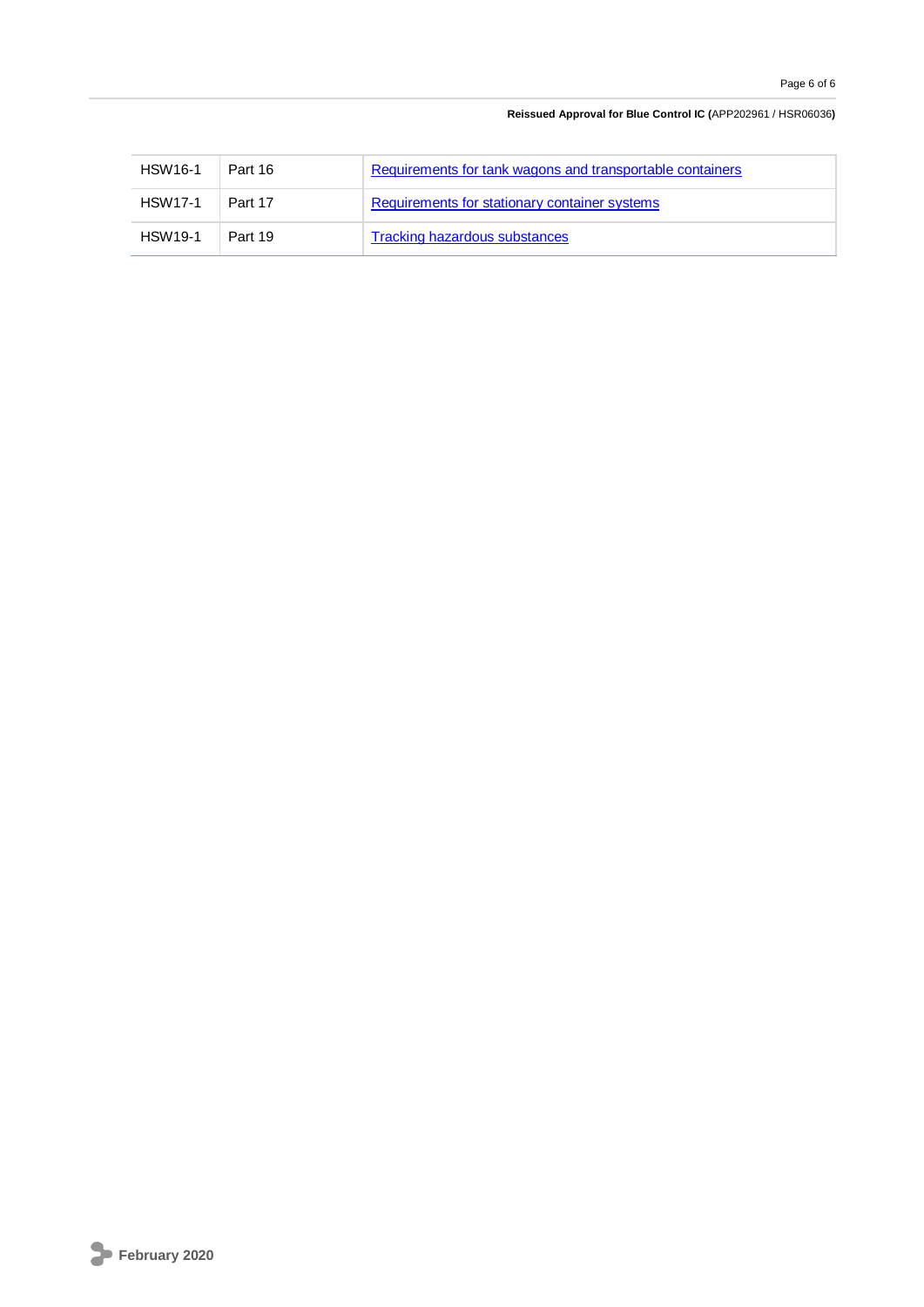| | | |
|---|---|---|
| HSW16-1 | Part 16 | Requirements for tank wagons and transportable containers |
| HSW17-1 | Part 17 | Requirements for stationary container systems |
| HSW19-1 | Part 19 | Tracking hazardous substances |